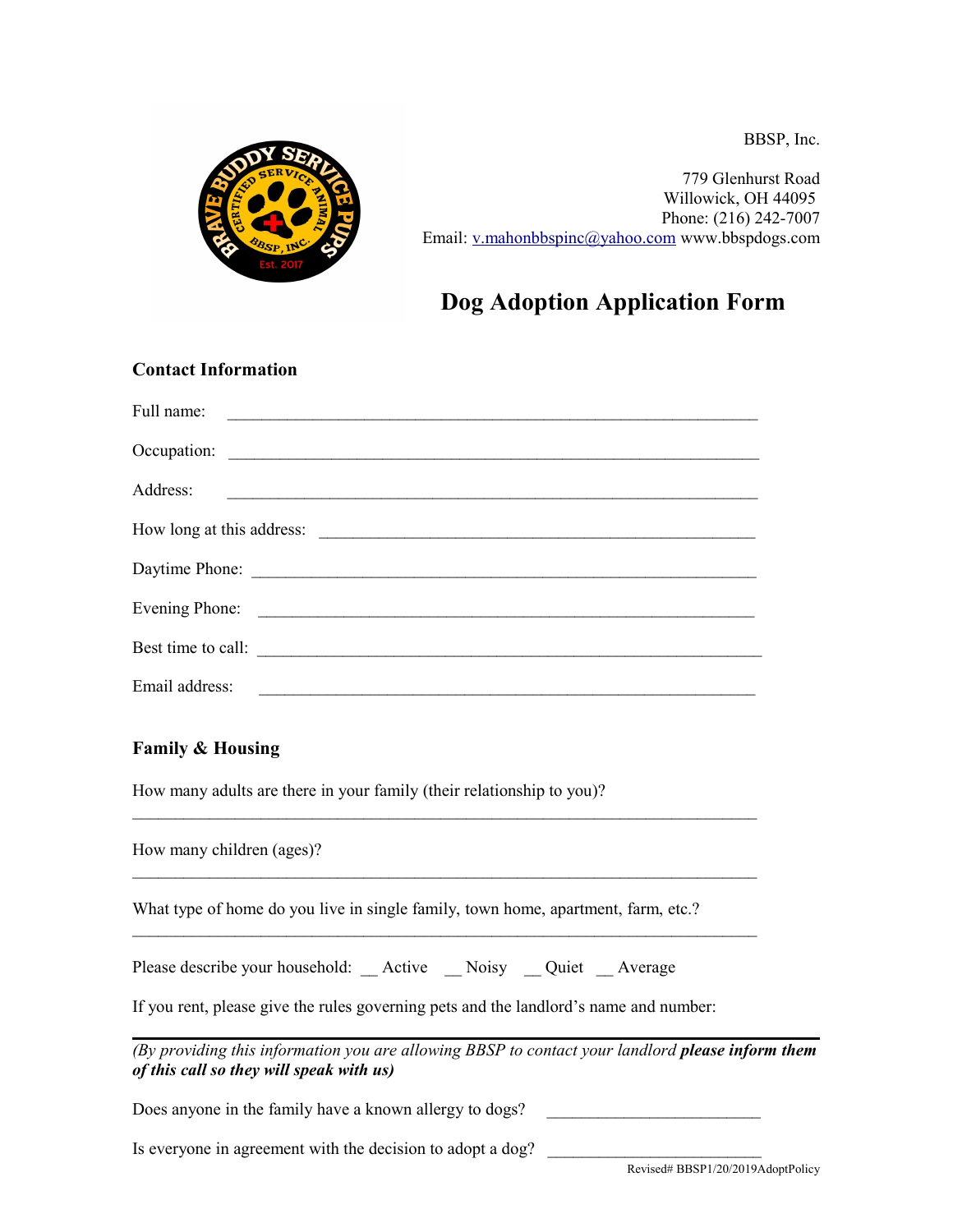BBSP, Inc.

779 Glenhurst Road
Willowick, OH 44095
Phone: (216) 242-7007
Email: v.mahonbbspinc@yahoo.com www.bbspdogs.com

# Dog Adoption Application Form

### Contact Information

Full name: ______________________________________________________________

Occupation: ______________________________________________________________

Address: ______________________________________________________________

How long at this address: ____________________________________________________

Daytime Phone: __________________________________________________________

Evening Phone: __________________________________________________________

Best time to call: __________________________________________________________

Email address: __________________________________________________________

### Family & Housing

How many adults are there in your family (their relationship to you)?

______________________________________________________________________

How many children (ages)?

______________________________________________________________________

What type of home do you live in single family, town home, apartment, farm, etc.?

______________________________________________________________________

Please describe your household: __ Active __ Noisy __ Quiet __ Average

If you rent, please give the rules governing pets and the landlord's name and number:

______________________________________________________________________

*(By providing this information you are allowing BBSP to contact your landlord* ***please inform them of this call so they will speak with us)***

Does anyone in the family have a known allergy to dogs? ________________________

Is everyone in agreement with the decision to adopt a dog? ________________________

Revised# BBSP1/20/2019AdoptPolicy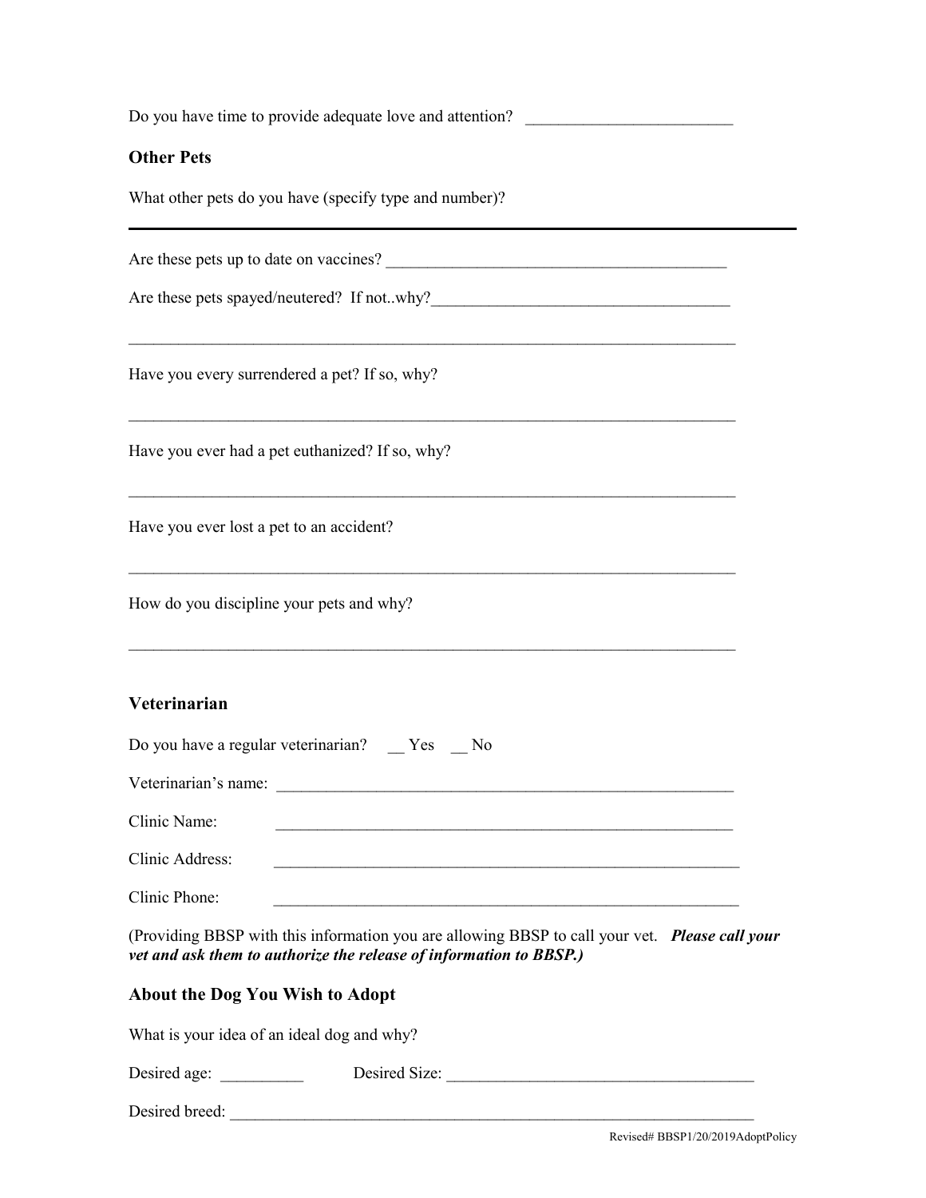Do you have time to provide adequate love and attention? _________________________

## Other Pets

What other pets do you have (specify type and number)?

---

Are these pets up to date on vaccines? __________________________________________

Are these pets spayed/neutered? If not..why?____________________________________

_____________________________________________________________________________

Have you every surrendered a pet? If so, why?

_____________________________________________________________________________

Have you ever had a pet euthanized? If so, why?

_____________________________________________________________________________

Have you ever lost a pet to an accident?

_____________________________________________________________________________

How do you discipline your pets and why?

_____________________________________________________________________________

## Veterinarian

Do you have a regular veterinarian? __ Yes __ No

Veterinarian's name: _________________________________________________________

Clinic Name: _________________________________________________________

Clinic Address: __________________________________________________________

Clinic Phone: __________________________________________________________

(Providing BBSP with this information you are allowing BBSP to call your vet. ***Please call your vet and ask them to authorize the release of information to BBSP.)***

## About the Dog You Wish to Adopt

What is your idea of an ideal dog and why?

Desired age: __________ Desired Size: ____________________________________

Desired breed: ____________________________________________________________________

Revised# BBSP1/20/2019AdoptPolicy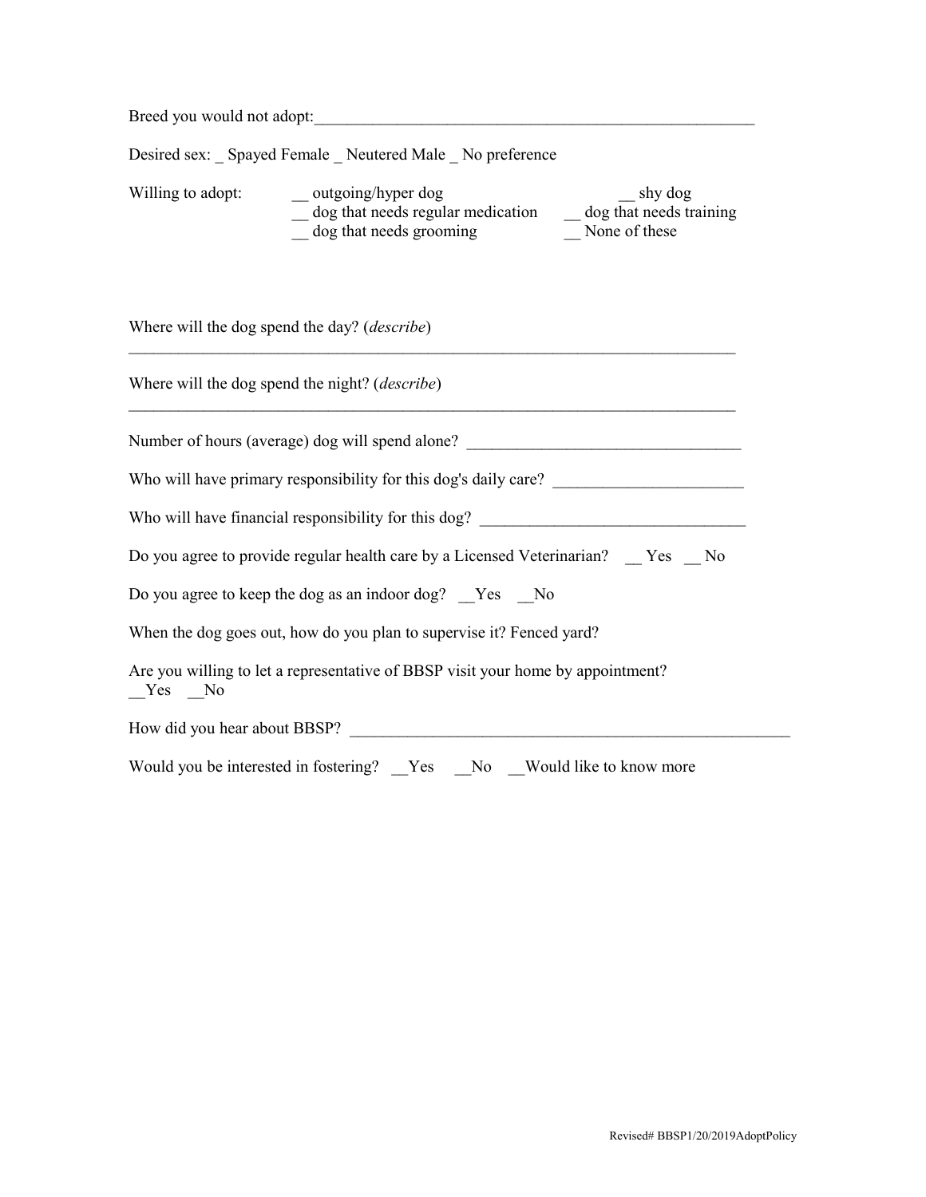Breed you would not adopt:_______________________________________________________

Desired sex: _ Spayed Female _ Neutered Male _ No preference

Willing to adopt:
- __ outgoing/hyper dog
- __ shy dog
- __ dog that needs regular medication
- __ dog that needs training
- __ dog that needs grooming
- __ None of these

Where will the dog spend the day? (*describe*)

___________________________________________________________________________

Where will the dog spend the night? (*describe*)

___________________________________________________________________________

Number of hours (average) dog will spend alone? _________________________________

Who will have primary responsibility for this dog's daily care? _______________________

Who will have financial responsibility for this dog? ________________________________

Do you agree to provide regular health care by a Licensed Veterinarian? __ Yes __ No

Do you agree to keep the dog as an indoor dog? __Yes __No

When the dog goes out, how do you plan to supervise it? Fenced yard?

Are you willing to let a representative of BBSP visit your home by appointment?
__Yes __No

How did you hear about BBSP? _______________________________________________________

Would you be interested in fostering? __Yes __No __Would like to know more

Revised# BBSP1/20/2019AdoptPolicy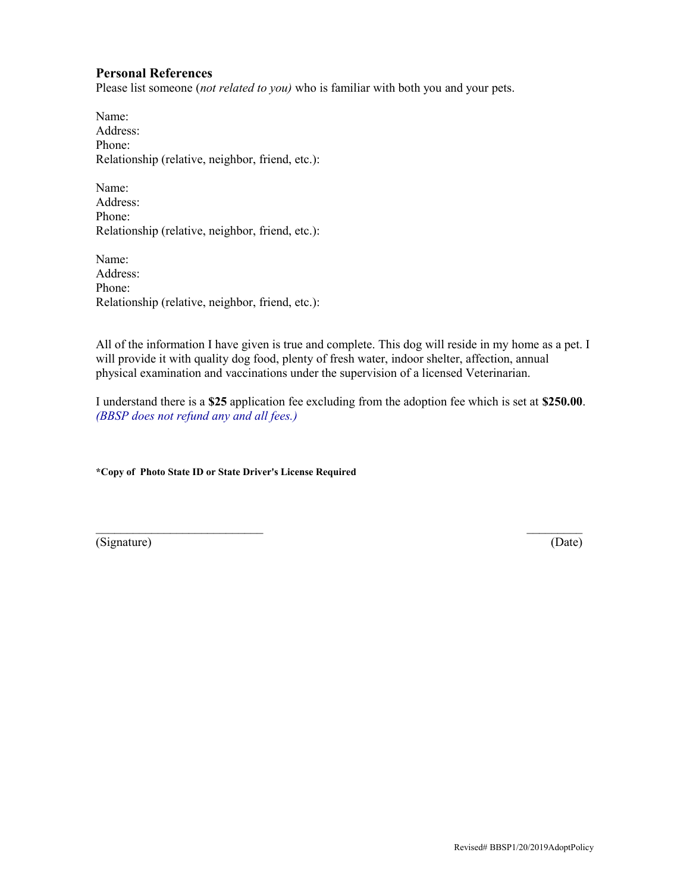### Personal References

Please list someone (*not related to you)* who is familiar with both you and your pets.

Name:
Address:
Phone:
Relationship (relative, neighbor, friend, etc.):

Name:
Address:
Phone:
Relationship (relative, neighbor, friend, etc.):

Name:
Address:
Phone:
Relationship (relative, neighbor, friend, etc.):

All of the information I have given is true and complete. This dog will reside in my home as a pet. I will provide it with quality dog food, plenty of fresh water, indoor shelter, affection, annual physical examination and vaccinations under the supervision of a licensed Veterinarian.

I understand there is a **$25** application fee excluding from the adoption fee which is set at **$250.00**. *(BBSP does not refund any and all fees.)*

**\*Copy of Photo State ID or State Driver's License Required**

___________________________ (Signature)

_________ (Date)

Revised# BBSP1/20/2019AdoptPolicy